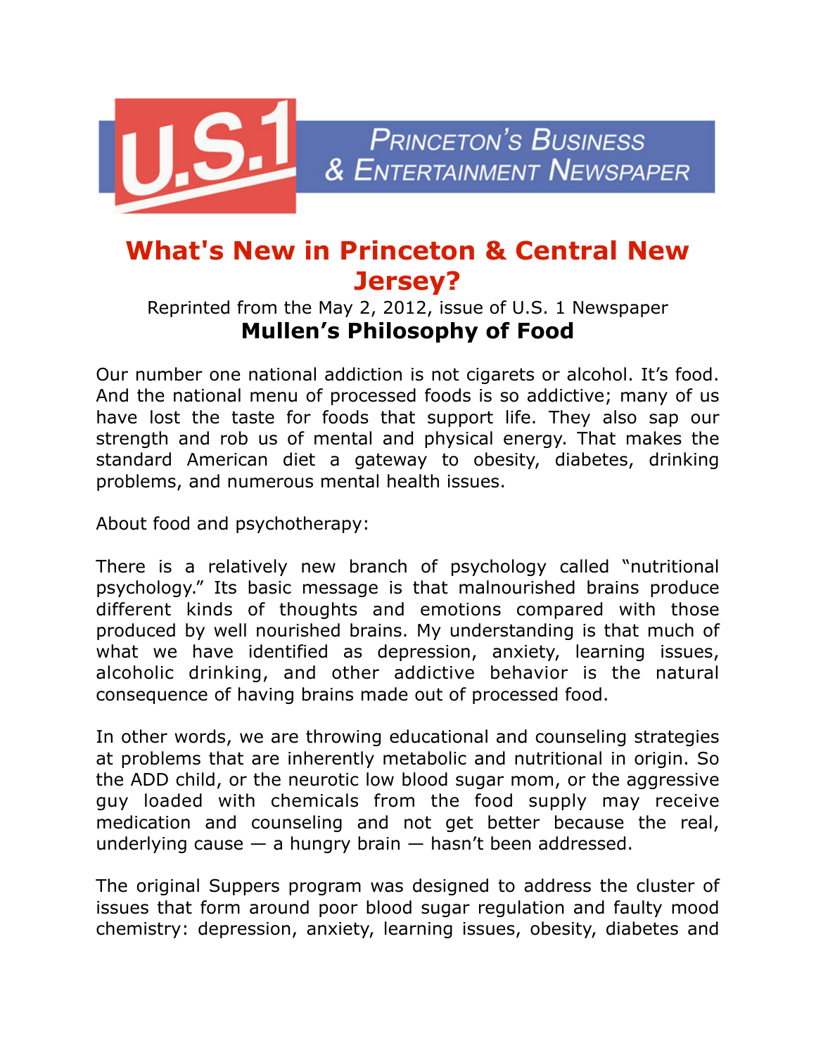U.S.1 Princeton's Business & Entertainment Newspaper

# What's New in Princeton & Central New Jersey?

Reprinted from the May 2, 2012, issue of U.S. 1 Newspaper

## Mullen's Philosophy of Food

Our number one national addiction is not cigarets or alcohol. It's food. And the national menu of processed foods is so addictive; many of us have lost the taste for foods that support life. They also sap our strength and rob us of mental and physical energy. That makes the standard American diet a gateway to obesity, diabetes, drinking problems, and numerous mental health issues.

About food and psychotherapy:

There is a relatively new branch of psychology called "nutritional psychology." Its basic message is that malnourished brains produce different kinds of thoughts and emotions compared with those produced by well nourished brains. My understanding is that much of what we have identified as depression, anxiety, learning issues, alcoholic drinking, and other addictive behavior is the natural consequence of having brains made out of processed food.

In other words, we are throwing educational and counseling strategies at problems that are inherently metabolic and nutritional in origin. So the ADD child, or the neurotic low blood sugar mom, or the aggressive guy loaded with chemicals from the food supply may receive medication and counseling and not get better because the real, underlying cause — a hungry brain — hasn't been addressed.

The original Suppers program was designed to address the cluster of issues that form around poor blood sugar regulation and faulty mood chemistry: depression, anxiety, learning issues, obesity, diabetes and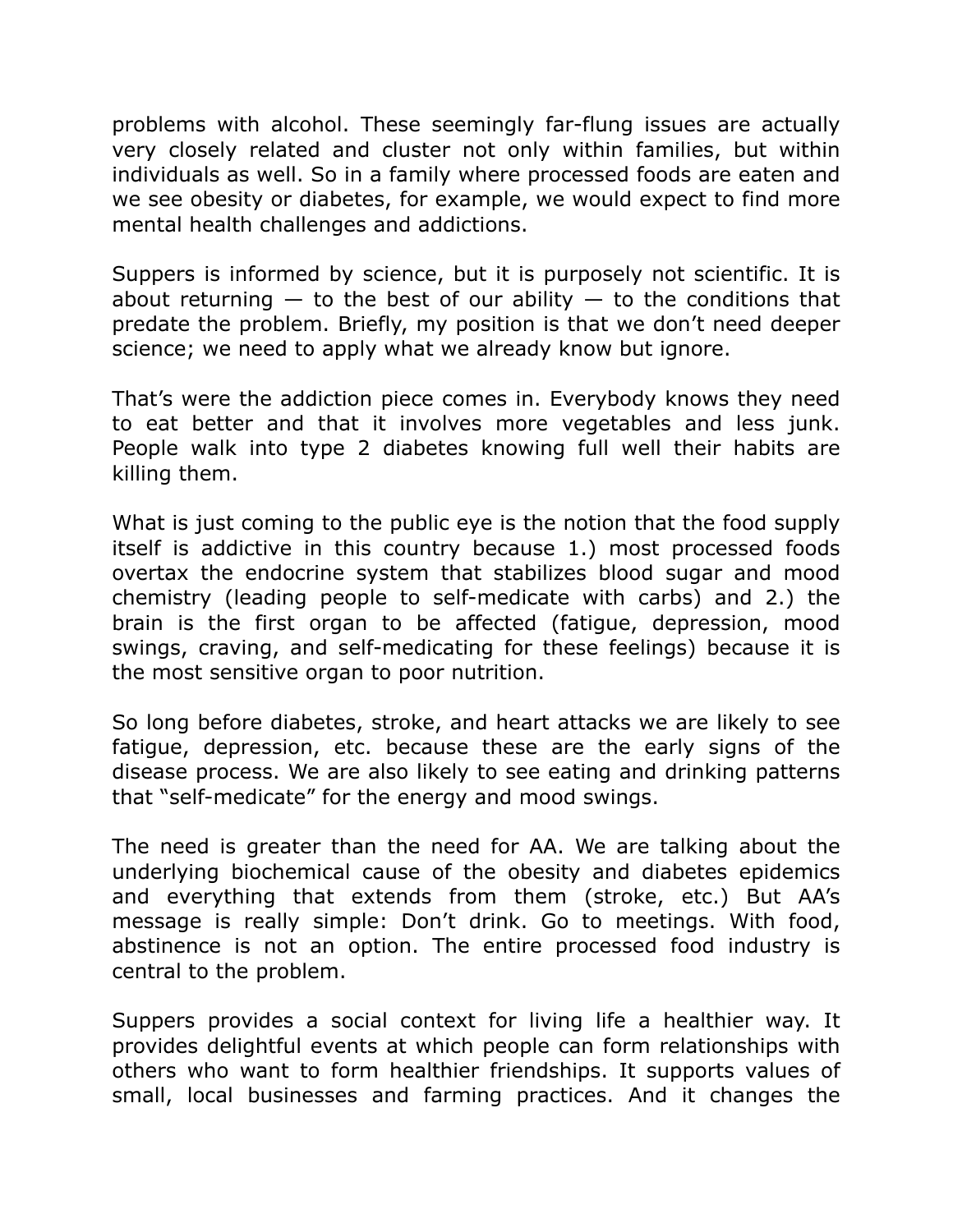problems with alcohol. These seemingly far-flung issues are actually very closely related and cluster not only within families, but within individuals as well. So in a family where processed foods are eaten and we see obesity or diabetes, for example, we would expect to find more mental health challenges and addictions.

Suppers is informed by science, but it is purposely not scientific. It is about returning — to the best of our ability — to the conditions that predate the problem. Briefly, my position is that we don't need deeper science; we need to apply what we already know but ignore.

That's were the addiction piece comes in. Everybody knows they need to eat better and that it involves more vegetables and less junk. People walk into type 2 diabetes knowing full well their habits are killing them.

What is just coming to the public eye is the notion that the food supply itself is addictive in this country because 1.) most processed foods overtax the endocrine system that stabilizes blood sugar and mood chemistry (leading people to self-medicate with carbs) and 2.) the brain is the first organ to be affected (fatigue, depression, mood swings, craving, and self-medicating for these feelings) because it is the most sensitive organ to poor nutrition.

So long before diabetes, stroke, and heart attacks we are likely to see fatigue, depression, etc. because these are the early signs of the disease process. We are also likely to see eating and drinking patterns that "self-medicate" for the energy and mood swings.

The need is greater than the need for AA. We are talking about the underlying biochemical cause of the obesity and diabetes epidemics and everything that extends from them (stroke, etc.) But AA's message is really simple: Don't drink. Go to meetings. With food, abstinence is not an option. The entire processed food industry is central to the problem.

Suppers provides a social context for living life a healthier way. It provides delightful events at which people can form relationships with others who want to form healthier friendships. It supports values of small, local businesses and farming practices. And it changes the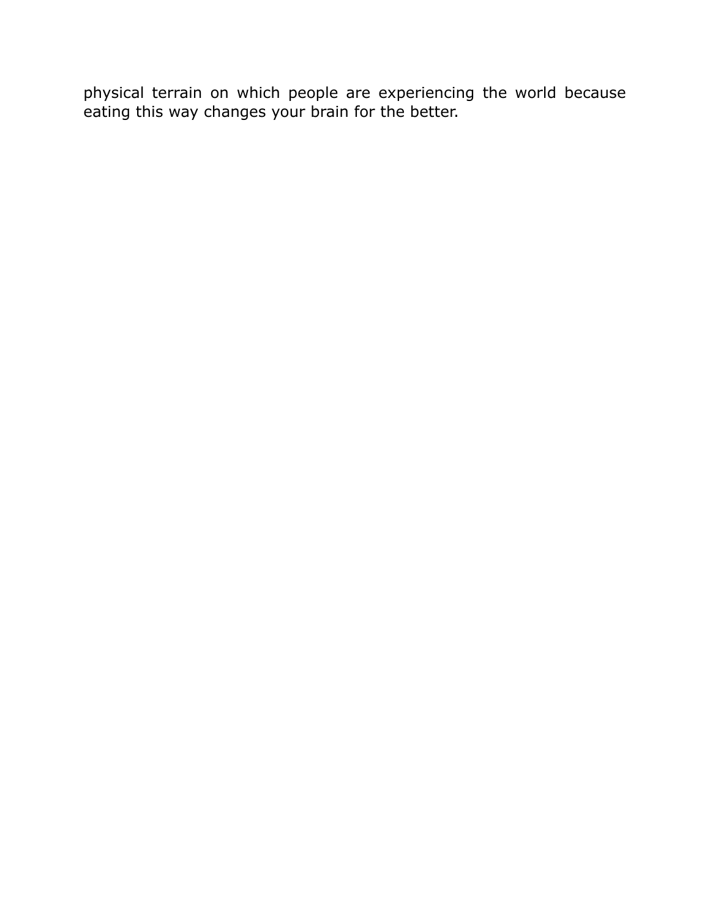physical terrain on which people are experiencing the world because eating this way changes your brain for the better.